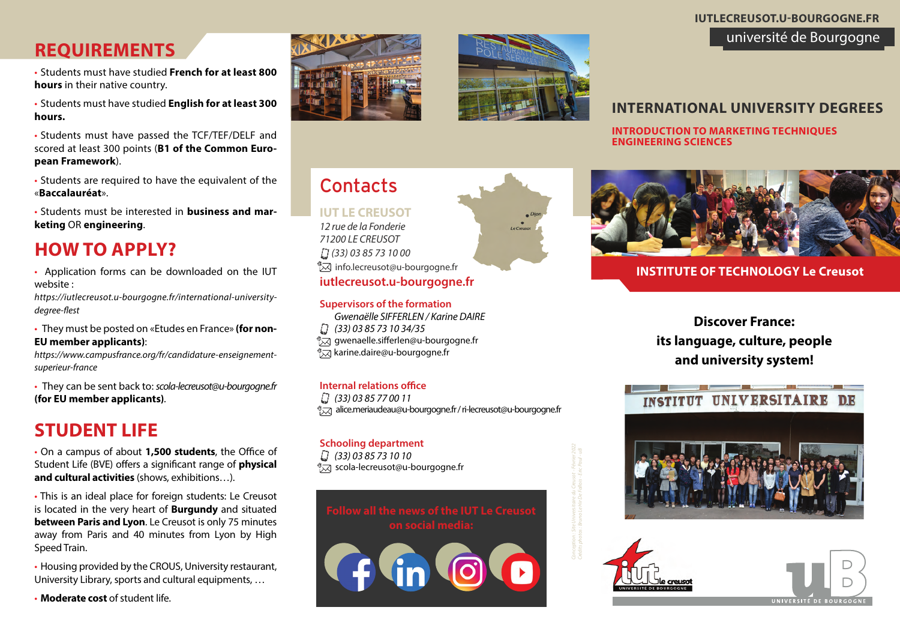## REQUIREMENTS

- Students must have studied **French for at least 800 hours** in their native country.
- Students must have studied **English for at least 300 hours.**
- Students must have passed the TCF/TEF/DELF and scored at least 300 points (**B1 of the Common European Framework**).
- Students are required to have the equivalent of the «**Baccalauréat**».
- Students must be interested in **business and marketing** OR **engineering**.

## HOW TO APPLY?

- Application forms can be downloaded on the IUT website :
  *https://iutlecreusot.u-bourgogne.fr/international-university-degree-flest*
- They must be posted on «Etudes en France» **(for non-EU member applicants)**:
  *https://www.campusfrance.org/fr/candidature-enseignement-superieur-france*
- They can be sent back to: *scola-lecreusot@u-bourgogne.fr* **(for EU member applicants)**.

## STUDENT LIFE

- On a campus of about **1,500 students**, the Office of Student Life (BVE) offers a significant range of **physical and cultural activities** (shows, exhibitions…).
- This is an ideal place for foreign students: Le Creusot is located in the very heart of **Burgundy** and situated **between Paris and Lyon**. Le Creusot is only 75 minutes away from Paris and 40 minutes from Lyon by High Speed Train.
- Housing provided by the CROUS, University restaurant, University Library, sports and cultural equipments, …
- **Moderate cost** of student life.

## Contacts

**IUT LE CREUSOT**
*12 rue de la Fonderie*
*71200 LE CREUSOT*
*(33) 03 85 73 10 00*
info.lecreusot@u-bourgogne.fr
**iutlecreusot.u-bourgogne.fr**

**Supervisors of the formation**
*Gwenaëlle SIFFERLEN / Karine DAIRE*
*(33) 03 85 73 10 34/35*
gwenaelle.sifferlen@u-bourgogne.fr
karine.daire@u-bourgogne.fr

**Internal relations office**
*(33) 03 85 77 00 11*
alice.meriaudeau@u-bourgogne.fr / ri-lecreusot@u-bourgogne.fr

**Schooling department**
*(33) 03 85 73 10 10*
scola-lecreusot@u-bourgogne.fr

**Follow all the news of the IUT Le Creusot on social media:**

IUTLECREUSOT.U-BOURGOGNE.FR
université de Bourgogne

## INTERNATIONAL UNIVERSITY DEGREES

**INTRODUCTION TO MARKETING TECHNIQUES**
**ENGINEERING SCIENCES**

**INSTITUTE OF TECHNOLOGY Le Creusot**

**Discover France:**
**its language, culture, people**
**and university system!**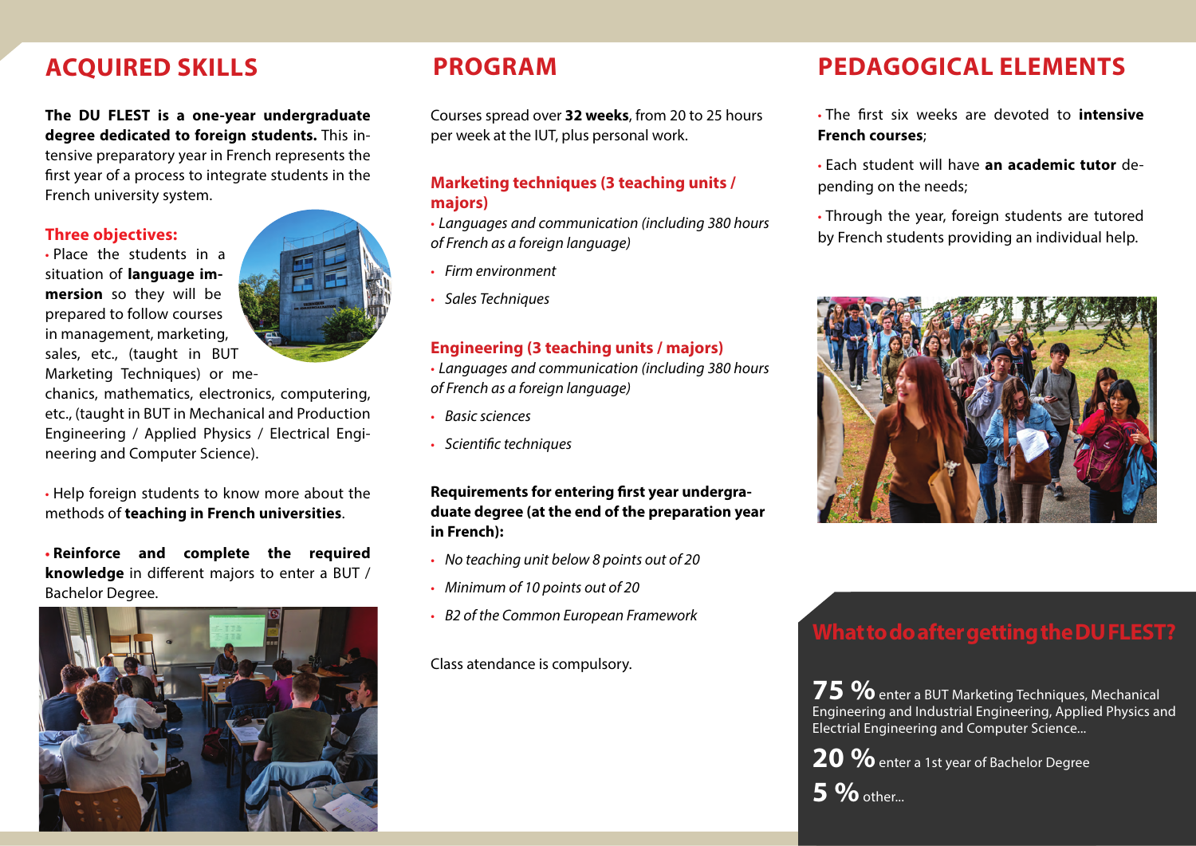## ACQUIRED SKILLS

**The DU FLEST is a one-year undergraduate degree dedicated to foreign students.** This intensive preparatory year in French represents the first year of a process to integrate students in the French university system.

### Three objectives:

- Place the students in a situation of **language immersion** so they will be prepared to follow courses in management, marketing, sales, etc., (taught in BUT Marketing Techniques) or mechanics, mathematics, electronics, computering, etc., (taught in BUT in Mechanical and Production Engineering / Applied Physics / Electrical Engineering and Computer Science).
- Help foreign students to know more about the methods of **teaching in French universities**.
- **Reinforce and complete the required knowledge** in different majors to enter a BUT / Bachelor Degree.

## PROGRAM

Courses spread over **32 weeks**, from 20 to 25 hours per week at the IUT, plus personal work.

### Marketing techniques (3 teaching units / majors)

- *Languages and communication (including 380 hours of French as a foreign language)*
- *Firm environment*
- *Sales Techniques*

### Engineering (3 teaching units / majors)

- *Languages and communication (including 380 hours of French as a foreign language)*
- *Basic sciences*
- *Scientific techniques*

**Requirements for entering first year undergraduate degree (at the end of the preparation year in French):**

- *No teaching unit below 8 points out of 20*
- *Minimum of 10 points out of 20*
- *B2 of the Common European Framework*

Class atendance is compulsory.

## PEDAGOGICAL ELEMENTS

- The first six weeks are devoted to **intensive French courses**;
- Each student will have **an academic tutor** depending on the needs;
- Through the year, foreign students are tutored by French students providing an individual help.

## What to do after getting the DU FLEST?

**75 %** enter a BUT Marketing Techniques, Mechanical Engineering and Industrial Engineering, Applied Physics and Electrial Engineering and Computer Science...

**20 %** enter a 1st year of Bachelor Degree

**5 %** other...